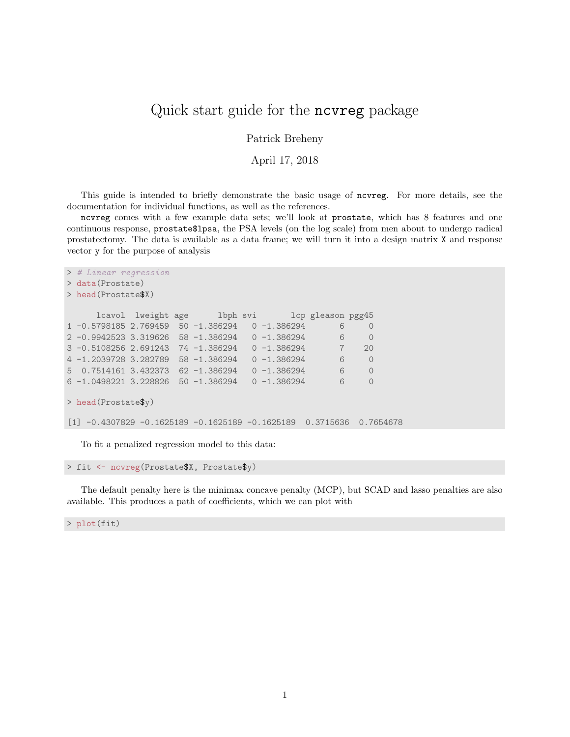# Quick start guide for the `ncvreg` package

Patrick Breheny

April 17, 2018

This guide is intended to briefly demonstrate the basic usage of `ncvreg`. For more details, see the documentation for individual functions, as well as the references.

`ncvreg` comes with a few example data sets; we'll look at `prostate`, which has 8 features and one continuous response, `prostate$lpsa`, the PSA levels (on the log scale) from men about to undergo radical prostatectomy. The data is available as a data frame; we will turn it into a design matrix `X` and response vector `y` for the purpose of analysis

```
> # Linear regression
> data(Prostate)
> head(Prostate$X)

      lcavol  lweight age      lbph svi       lcp gleason pgg45
1 -0.5798185 2.769459  50 -1.386294   0 -1.386294       6     0
2 -0.9942523 3.319626  58 -1.386294   0 -1.386294       6     0
3 -0.5108256 2.691243  74 -1.386294   0 -1.386294       7    20
4 -1.2039728 3.282789  58 -1.386294   0 -1.386294       6     0
5  0.7514161 3.432373  62 -1.386294   0 -1.386294       6     0
6 -1.0498221 3.228826  50 -1.386294   0 -1.386294       6     0

> head(Prostate$y)

[1] -0.4307829 -0.1625189 -0.1625189 -0.1625189  0.3715636  0.7654678
```

To fit a penalized regression model to this data:

```
> fit <- ncvreg(Prostate$X, Prostate$y)
```

The default penalty here is the minimax concave penalty (MCP), but SCAD and lasso penalties are also available. This produces a path of coefficients, which we can plot with

```
> plot(fit)
```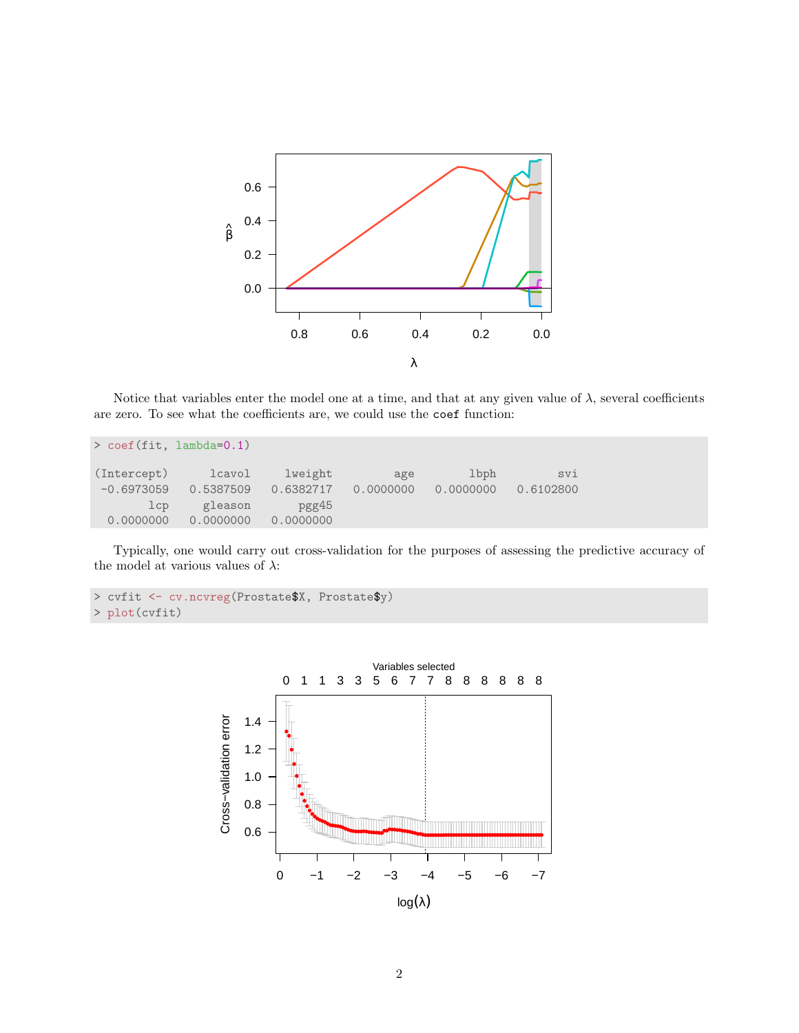Notice that variables enter the model one at a time, and that at any given value of $\lambda$, several coefficients are zero. To see what the coefficients are, we could use the `coef` function:

```
> coef(fit, lambda=0.1)

(Intercept)      lcavol     lweight         age        lbph         svi
 -0.6973059   0.5387509   0.6382717   0.0000000   0.0000000   0.6102800
        lcp     gleason       pgg45
  0.0000000   0.0000000   0.0000000
```

Typically, one would carry out cross-validation for the purposes of assessing the predictive accuracy of the model at various values of $\lambda$:

```
> cvfit <- cv.ncvreg(Prostate$X, Prostate$y)
> plot(cvfit)
```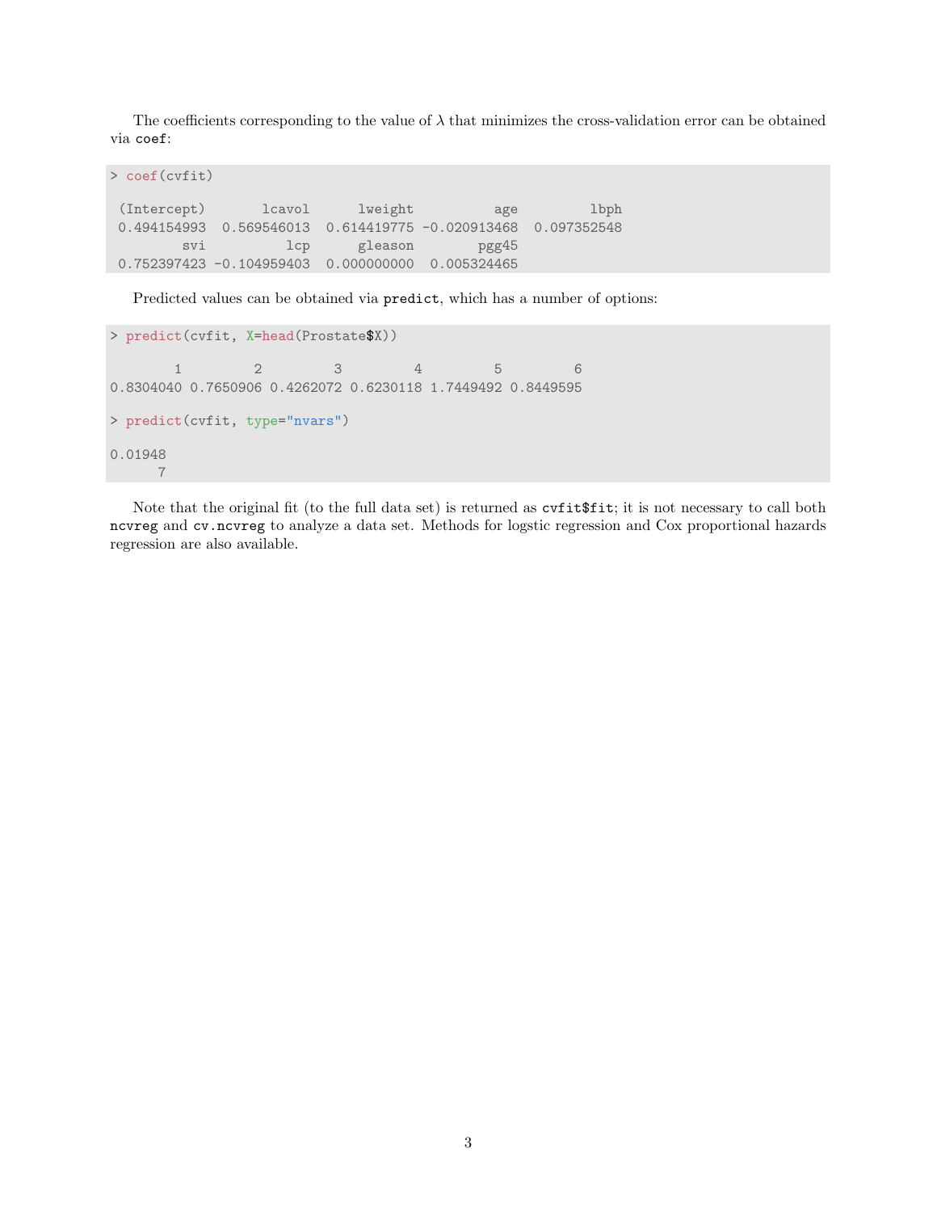The coefficients corresponding to the value of $\lambda$ that minimizes the cross-validation error can be obtained via `coef`:

```
> coef(cvfit)

 (Intercept)       lcavol      lweight          age         lbph
 0.494154993  0.569546013  0.614419775 -0.020913468  0.097352548
         svi          lcp      gleason        pgg45
 0.752397423 -0.104959403  0.000000000  0.005324465
```

Predicted values can be obtained via `predict`, which has a number of options:

```
> predict(cvfit, X=head(Prostate$X))

        1         2         3         4         5         6
0.8304040 0.7650906 0.4262072 0.6230118 1.7449492 0.8449595

> predict(cvfit, type="nvars")

0.01948
      7
```

Note that the original fit (to the full data set) is returned as `cvfit$fit`; it is not necessary to call both `ncvreg` and `cv.ncvreg` to analyze a data set. Methods for logstic regression and Cox proportional hazards regression are also available.